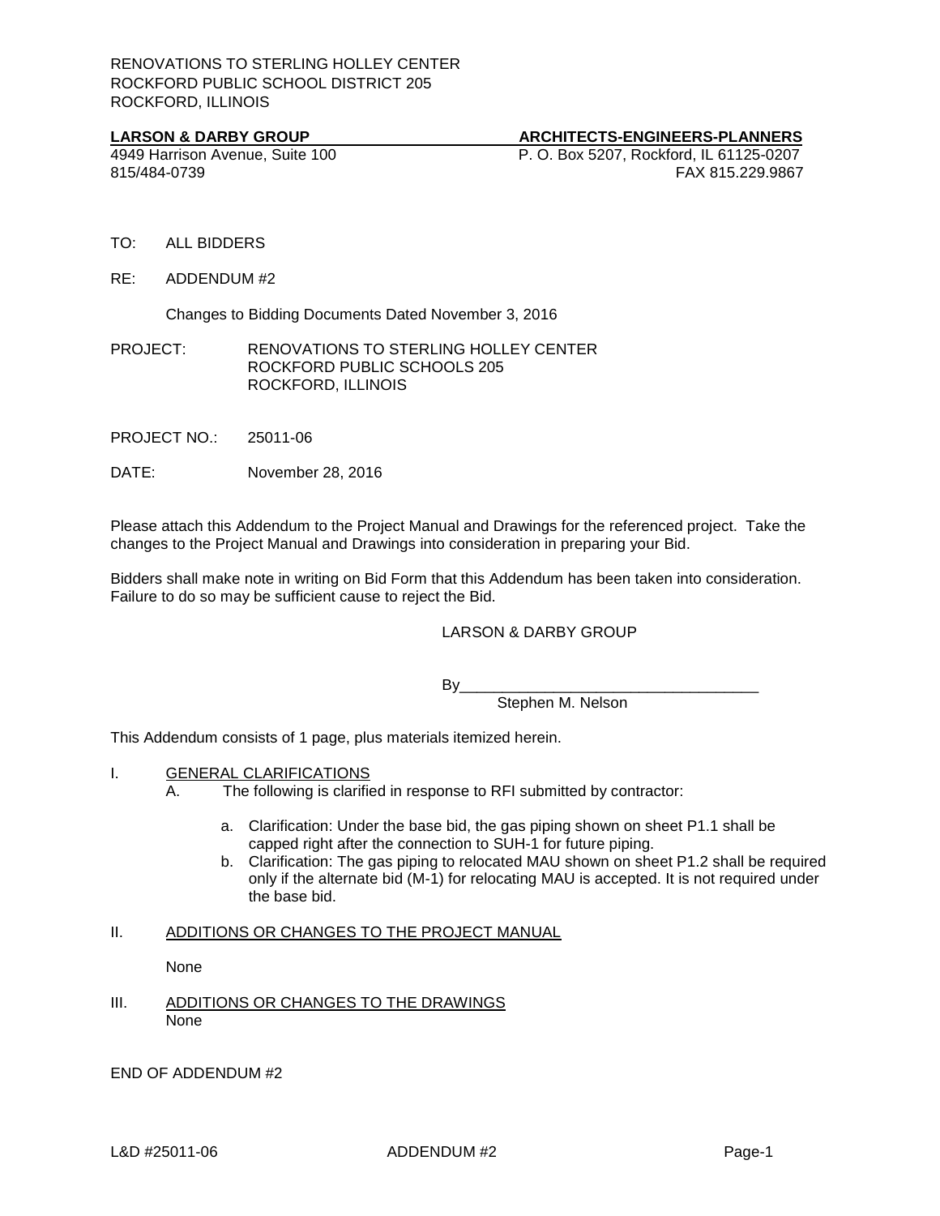RENOVATIONS TO STERLING HOLLEY CENTER
ROCKFORD PUBLIC SCHOOL DISTRICT 205
ROCKFORD, ILLINOIS

**LARSON & DARBY GROUP** **ARCHITECTS-ENGINEERS-PLANNERS**
4949 Harrison Avenue, Suite 100 P. O. Box 5207, Rockford, IL 61125-0207
815/484-0739 FAX 815.229.9867

TO: ALL BIDDERS

RE: ADDENDUM #2

Changes to Bidding Documents Dated November 3, 2016

PROJECT: RENOVATIONS TO STERLING HOLLEY CENTER
ROCKFORD PUBLIC SCHOOLS 205
ROCKFORD, ILLINOIS

PROJECT NO.: 25011-06

DATE: November 28, 2016

Please attach this Addendum to the Project Manual and Drawings for the referenced project. Take the changes to the Project Manual and Drawings into consideration in preparing your Bid.

Bidders shall make note in writing on Bid Form that this Addendum has been taken into consideration. Failure to do so may be sufficient cause to reject the Bid.

LARSON & DARBY GROUP

By___________________________________
Stephen M. Nelson

This Addendum consists of 1 page, plus materials itemized herein.

I. GENERAL CLARIFICATIONS

A. The following is clarified in response to RFI submitted by contractor:

a. Clarification: Under the base bid, the gas piping shown on sheet P1.1 shall be capped right after the connection to SUH-1 for future piping.
b. Clarification: The gas piping to relocated MAU shown on sheet P1.2 shall be required only if the alternate bid (M-1) for relocating MAU is accepted. It is not required under the base bid.

II. ADDITIONS OR CHANGES TO THE PROJECT MANUAL

None

III. ADDITIONS OR CHANGES TO THE DRAWINGS

None

END OF ADDENDUM #2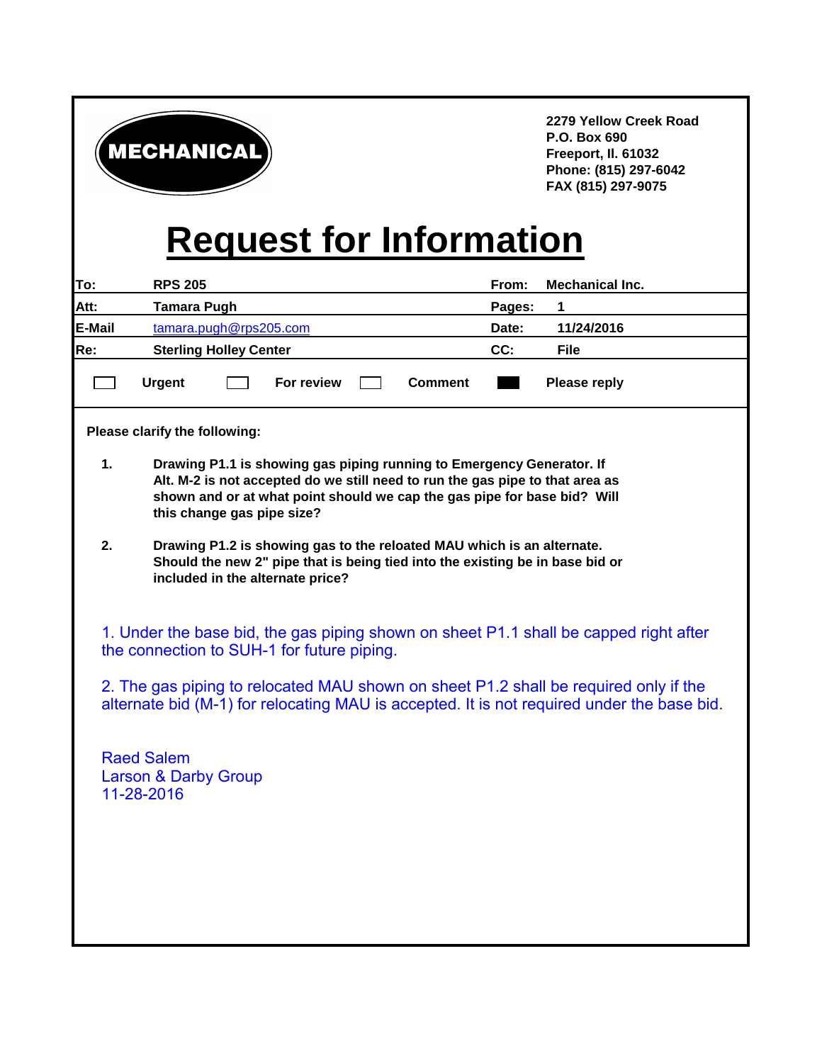MECHANICAL

2279 Yellow Creek Road
P.O. Box 690
Freeport, Il. 61032
Phone: (815) 297-6042
FAX (815) 297-9075

# Request for Information

| | | | |
|---|---|---|---|
| **To:** | **RPS 205** | **From:** | **Mechanical Inc.** |
| **Att:** | **Tamara Pugh** | **Pages:** | **1** |
| **E-Mail** | tamara.pugh@rps205.com | **Date:** | **11/24/2016** |
| **Re:** | **Sterling Holley Center** | **CC:** | **File** |

☐ **Urgent** ☐ **For review** ☐ **Comment** ■ **Please reply**

**Please clarify the following:**

1. **Drawing P1.1 is showing gas piping running to Emergency Generator. If Alt. M-2 is not accepted do we still need to run the gas pipe to that area as shown and or at what point should we cap the gas pipe for base bid? Will this change gas pipe size?**

2. **Drawing P1.2 is showing gas to the reloated MAU which is an alternate. Should the new 2" pipe that is being tied into the existing be in base bid or included in the alternate price?**

1. Under the base bid, the gas piping shown on sheet P1.1 shall be capped right after the connection to SUH-1 for future piping.

2. The gas piping to relocated MAU shown on sheet P1.2 shall be required only if the alternate bid (M-1) for relocating MAU is accepted. It is not required under the base bid.

Raed Salem
Larson & Darby Group
11-28-2016